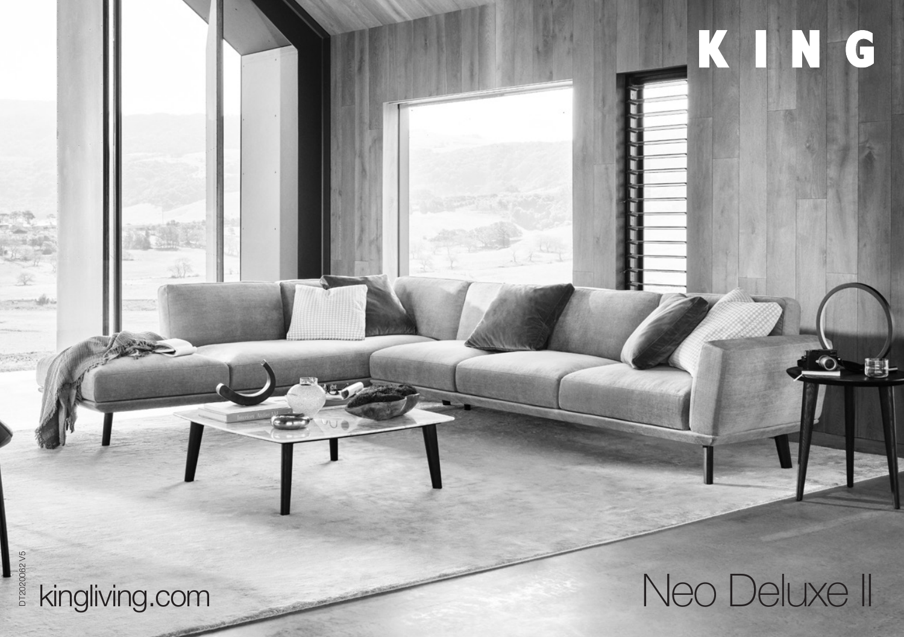# KING

# Neo Deluxe II

kingliving.com

DT2020062 V5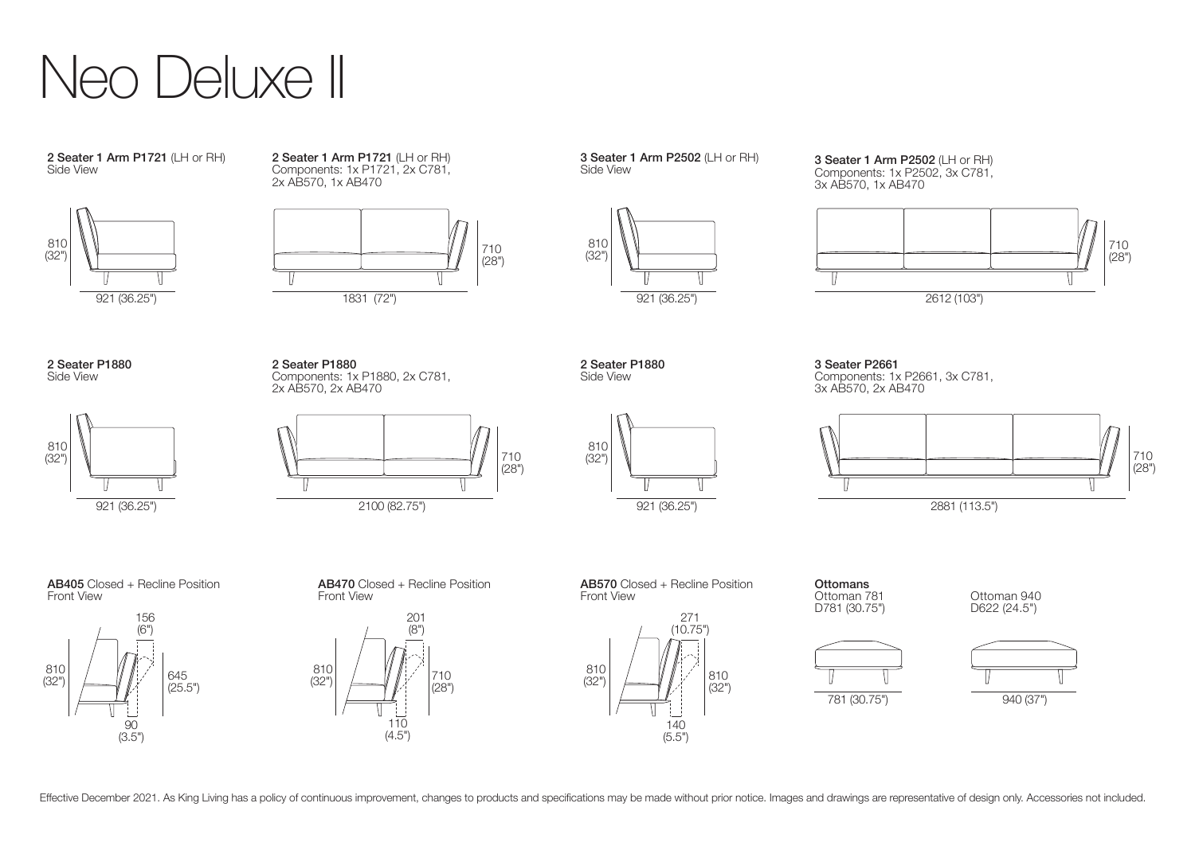# Neo Deluxe II

**2 Seater 1 Arm P1721** (LH or RH)
Side View

810 (32")

921 (36.25")

**2 Seater 1 Arm P1721** (LH or RH)
Components: 1x P1721, 2x C781, 2x AB570, 1x AB470

710 (28")

1831 (72")

**3 Seater 1 Arm P2502** (LH or RH)
Side View

810 (32")

921 (36.25")

**3 Seater 1 Arm P2502** (LH or RH)
Components: 1x P2502, 3x C781, 3x AB570, 1x AB470

710 (28")

2612 (103")

**2 Seater P1880**
Side View

810 (32")

921 (36.25")

**2 Seater P1880**
Components: 1x P1880, 2x C781, 2x AB570, 2x AB470

710 (28")

2100 (82.75")

**2 Seater P1880**
Side View

810 (32")

921 (36.25")

**3 Seater P2661**
Components: 1x P2661, 3x C781, 3x AB570, 2x AB470

710 (28")

2881 (113.5")

**AB405** Closed + Recline Position
Front View

156 (6")

810 (32")

645 (25.5")

90 (3.5")

**AB470** Closed + Recline Position
Front View

201 (8")

810 (32")

710 (28")

110 (4.5")

**AB570** Closed + Recline Position
Front View

271 (10.75")

810 (32")

810 (32")

140 (5.5")

**Ottomans**

Ottoman 781
D781 (30.75")

781 (30.75")

Ottoman 940
D622 (24.5")

940 (37")

Effective December 2021. As King Living has a policy of continuous improvement, changes to products and specifications may be made without prior notice. Images and drawings are representative of design only. Accessories not included.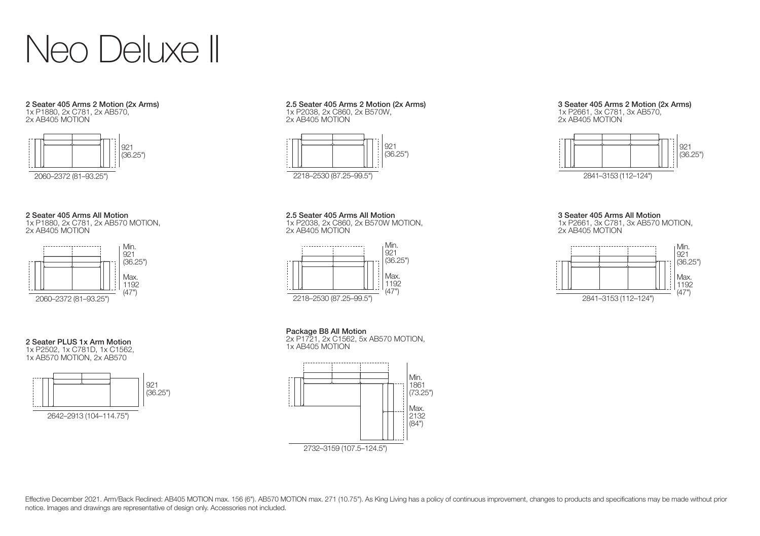# Neo Deluxe II

**2 Seater 405 Arms 2 Motion (2x Arms)**
1x P1880, 2x C781, 2x AB570, 2x AB405 MOTION

921 (36.25")

2060–2372 (81–93.25")

**2 Seater 405 Arms All Motion**
1x P1880, 2x C781, 2x AB570 MOTION, 2x AB405 MOTION

Min. 921 (36.25")
Max. 1192 (47")

2060–2372 (81–93.25")

**2 Seater PLUS 1x Arm Motion**
1x P2502, 1x C781D, 1x C1562, 1x AB570 MOTION, 2x AB570

921 (36.25")

2642–2913 (104–114.75")

**2.5 Seater 405 Arms 2 Motion (2x Arms)**
1x P2038, 2x C860, 2x B570W, 2x AB405 MOTION

921 (36.25")

2218–2530 (87.25–99.5")

**2.5 Seater 405 Arms All Motion**
1x P2038, 2x C860, 2x B570W MOTION, 2x AB405 MOTION

Min. 921 (36.25")
Max. 1192 (47")

2218–2530 (87.25–99.5")

**Package B8 All Motion**
2x P1721, 2x C1562, 5x AB570 MOTION, 1x AB405 MOTION

Min. 1861 (73.25")
Max. 2132 (84")

2732–3159 (107.5–124.5")

**3 Seater 405 Arms 2 Motion (2x Arms)**
1x P2661, 3x C781, 3x AB570, 2x AB405 MOTION

921 (36.25")

2841–3153 (112–124")

**3 Seater 405 Arms All Motion**
1x P2661, 3x C781, 3x AB570 MOTION, 2x AB405 MOTION

Min. 921 (36.25")
Max. 1192 (47")

2841–3153 (112–124")

Effective December 2021. Arm/Back Reclined: AB405 MOTION max. 156 (6"). AB570 MOTION max. 271 (10.75"). As King Living has a policy of continuous improvement, changes to products and specifications may be made without prior notice. Images and drawings are representative of design only. Accessories not included.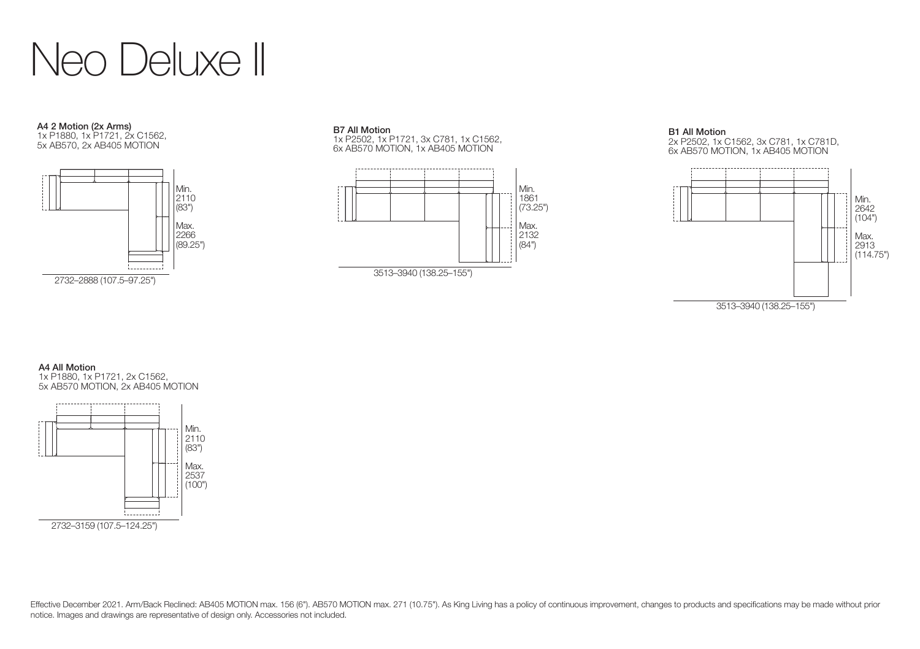# Neo Deluxe II

**A4 2 Motion (2x Arms)**
1x P1880, 1x P1721, 2x C1562, 5x AB570, 2x AB405 MOTION

Min. 2110 (83")
Max. 2266 (89.25")
2732–2888 (107.5–97.25")

**B7 All Motion**
1x P2502, 1x P1721, 3x C781, 1x C1562, 6x AB570 MOTION, 1x AB405 MOTION

Min. 1861 (73.25")
Max. 2132 (84")
3513–3940 (138.25–155")

**B1 All Motion**
2x P2502, 1x C1562, 3x C781, 1x C781D, 6x AB570 MOTION, 1x AB405 MOTION

Min. 2642 (104")
Max. 2913 (114.75")
3513–3940 (138.25–155")

**A4 All Motion**
1x P1880, 1x P1721, 2x C1562, 5x AB570 MOTION, 2x AB405 MOTION

Min. 2110 (83")
Max. 2537 (100")
2732–3159 (107.5–124.25")

Effective December 2021. Arm/Back Reclined: AB405 MOTION max. 156 (6"). AB570 MOTION max. 271 (10.75"). As King Living has a policy of continuous improvement, changes to products and specifications may be made without prior notice. Images and drawings are representative of design only. Accessories not included.